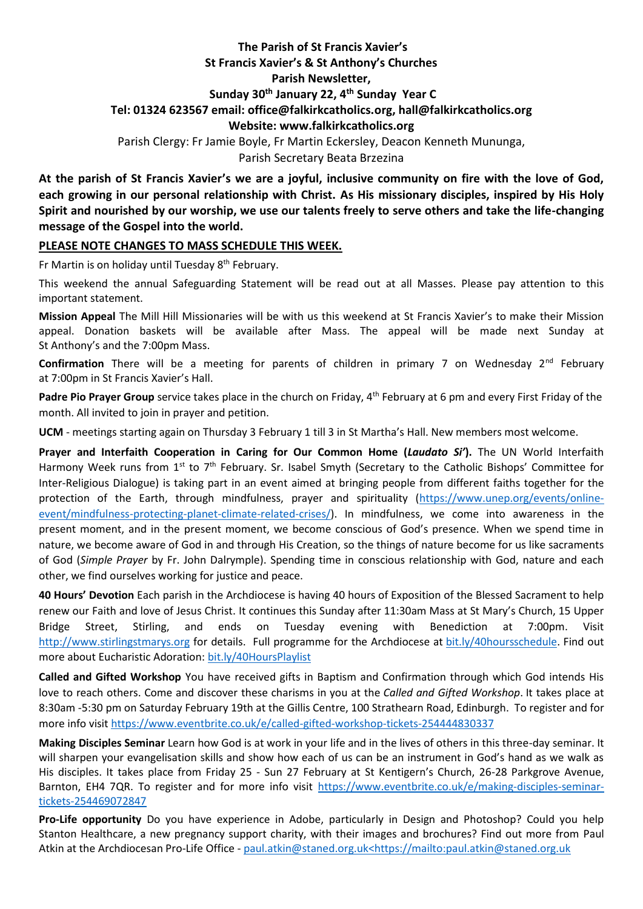**The Parish of St Francis Xavier's**
**St Francis Xavier's & St Anthony's Churches**
**Parish Newsletter,**
**Sunday 30th January 22, 4th Sunday Year C**
**Tel: 01324 623567 email: office@falkirkcatholics.org, hall@falkirkcatholics.org**
**Website: www.falkirkcatholics.org**

Parish Clergy: Fr Jamie Boyle, Fr Martin Eckersley, Deacon Kenneth Mununga,
Parish Secretary Beata Brzezina

**At the parish of St Francis Xavier's we are a joyful, inclusive community on fire with the love of God, each growing in our personal relationship with Christ. As His missionary disciples, inspired by His Holy Spirit and nourished by our worship, we use our talents freely to serve others and take the life-changing message of the Gospel into the world.**

**PLEASE NOTE CHANGES TO MASS SCHEDULE THIS WEEK.**

Fr Martin is on holiday until Tuesday 8th February.

This weekend the annual Safeguarding Statement will be read out at all Masses. Please pay attention to this important statement.

**Mission Appeal** The Mill Hill Missionaries will be with us this weekend at St Francis Xavier's to make their Mission appeal. Donation baskets will be available after Mass. The appeal will be made next Sunday at St Anthony's and the 7:00pm Mass.

**Confirmation** There will be a meeting for parents of children in primary 7 on Wednesday 2nd February at 7:00pm in St Francis Xavier's Hall.

**Padre Pio Prayer Group** service takes place in the church on Friday, 4th February at 6 pm and every First Friday of the month. All invited to join in prayer and petition.

**UCM** - meetings starting again on Thursday 3 February 1 till 3 in St Martha's Hall. New members most welcome.

**Prayer and Interfaith Cooperation in Caring for Our Common Home (*Laudato Si'*).** The UN World Interfaith Harmony Week runs from 1st to 7th February. Sr. Isabel Smyth (Secretary to the Catholic Bishops' Committee for Inter-Religious Dialogue) is taking part in an event aimed at bringing people from different faiths together for the protection of the Earth, through mindfulness, prayer and spirituality (https://www.unep.org/events/online-event/mindfulness-protecting-planet-climate-related-crises/). In mindfulness, we come into awareness in the present moment, and in the present moment, we become conscious of God's presence. When we spend time in nature, we become aware of God in and through His Creation, so the things of nature become for us like sacraments of God (*Simple Prayer* by Fr. John Dalrymple). Spending time in conscious relationship with God, nature and each other, we find ourselves working for justice and peace.

**40 Hours' Devotion** Each parish in the Archdiocese is having 40 hours of Exposition of the Blessed Sacrament to help renew our Faith and love of Jesus Christ. It continues this Sunday after 11:30am Mass at St Mary's Church, 15 Upper Bridge Street, Stirling, and ends on Tuesday evening with Benediction at 7:00pm. Visit http://www.stirlingstmarys.org for details. Full programme for the Archdiocese at bit.ly/40hoursschedule. Find out more about Eucharistic Adoration: bit.ly/40HoursPlaylist

**Called and Gifted Workshop** You have received gifts in Baptism and Confirmation through which God intends His love to reach others. Come and discover these charisms in you at the *Called and Gifted Workshop*. It takes place at 8:30am -5:30 pm on Saturday February 19th at the Gillis Centre, 100 Strathearn Road, Edinburgh. To register and for more info visit https://www.eventbrite.co.uk/e/called-gifted-workshop-tickets-254444830337

**Making Disciples Seminar** Learn how God is at work in your life and in the lives of others in this three-day seminar. It will sharpen your evangelisation skills and show how each of us can be an instrument in God's hand as we walk as His disciples. It takes place from Friday 25 - Sun 27 February at St Kentigern's Church, 26-28 Parkgrove Avenue, Barnton, EH4 7QR. To register and for more info visit https://www.eventbrite.co.uk/e/making-disciples-seminar-tickets-254469072847

**Pro-Life opportunity** Do you have experience in Adobe, particularly in Design and Photoshop? Could you help Stanton Healthcare, a new pregnancy support charity, with their images and brochures? Find out more from Paul Atkin at the Archdiocesan Pro-Life Office - paul.atkin@staned.org.uk<https://mailto:paul.atkin@staned.org.uk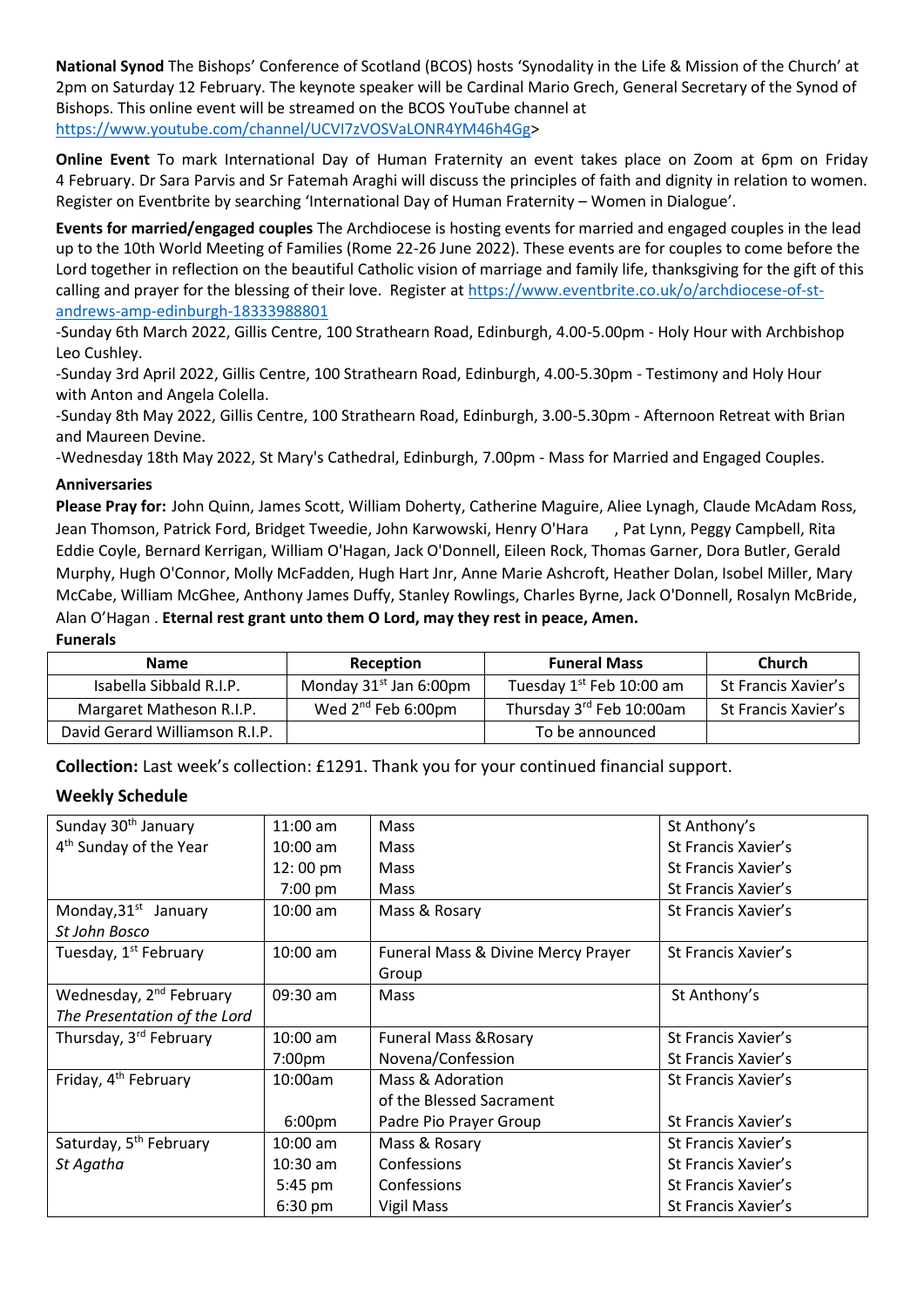**National Synod** The Bishops' Conference of Scotland (BCOS) hosts 'Synodality in the Life & Mission of the Church' at 2pm on Saturday 12 February. The keynote speaker will be Cardinal Mario Grech, General Secretary of the Synod of Bishops. This online event will be streamed on the BCOS YouTube channel at https://www.youtube.com/channel/UCVI7zVOSVaLONR4YM46h4Gg>

**Online Event** To mark International Day of Human Fraternity an event takes place on Zoom at 6pm on Friday 4 February. Dr Sara Parvis and Sr Fatemah Araghi will discuss the principles of faith and dignity in relation to women. Register on Eventbrite by searching 'International Day of Human Fraternity – Women in Dialogue'.

**Events for married/engaged couples** The Archdiocese is hosting events for married and engaged couples in the lead up to the 10th World Meeting of Families (Rome 22-26 June 2022). These events are for couples to come before the Lord together in reflection on the beautiful Catholic vision of marriage and family life, thanksgiving for the gift of this calling and prayer for the blessing of their love. Register at https://www.eventbrite.co.uk/o/archdiocese-of-st-andrews-amp-edinburgh-18333988801

-Sunday 6th March 2022, Gillis Centre, 100 Strathearn Road, Edinburgh, 4.00-5.00pm - Holy Hour with Archbishop Leo Cushley.

-Sunday 3rd April 2022, Gillis Centre, 100 Strathearn Road, Edinburgh, 4.00-5.30pm - Testimony and Holy Hour with Anton and Angela Colella.

-Sunday 8th May 2022, Gillis Centre, 100 Strathearn Road, Edinburgh, 3.00-5.30pm - Afternoon Retreat with Brian and Maureen Devine.

-Wednesday 18th May 2022, St Mary's Cathedral, Edinburgh, 7.00pm - Mass for Married and Engaged Couples.

**Anniversaries**

**Please Pray for:** John Quinn, James Scott, William Doherty, Catherine Maguire, Aliee Lynagh, Claude McAdam Ross, Jean Thomson, Patrick Ford, Bridget Tweedie, John Karwowski, Henry O'Hara , Pat Lynn, Peggy Campbell, Rita Eddie Coyle, Bernard Kerrigan, William O'Hagan, Jack O'Donnell, Eileen Rock, Thomas Garner, Dora Butler, Gerald Murphy, Hugh O'Connor, Molly McFadden, Hugh Hart Jnr, Anne Marie Ashcroft, Heather Dolan, Isobel Miller, Mary McCabe, William McGhee, Anthony James Duffy, Stanley Rowlings, Charles Byrne, Jack O'Donnell, Rosalyn McBride, Alan O'Hagan . **Eternal rest grant unto them O Lord, may they rest in peace, Amen.**

**Funerals**

| Name | Reception | Funeral Mass | Church |
|---|---|---|---|
| Isabella Sibbald R.I.P. | Monday 31st Jan 6:00pm | Tuesday 1st Feb 10:00 am | St Francis Xavier's |
| Margaret Matheson R.I.P. | Wed 2nd Feb 6:00pm | Thursday 3rd Feb 10:00am | St Francis Xavier's |
| David Gerard Williamson R.I.P. | | To be announced | |

**Collection:** Last week's collection: £1291. Thank you for your continued financial support.

**Weekly Schedule**

| | | | |
|---|---|---|---|
| Sunday 30th January<br>4th Sunday of the Year | 11:00 am<br>10:00 am<br>12: 00 pm<br>7:00 pm | Mass<br>Mass<br>Mass<br>Mass | St Anthony's<br>St Francis Xavier's<br>St Francis Xavier's<br>St Francis Xavier's |
| Monday,31st January<br>*St John Bosco* | 10:00 am | Mass & Rosary | St Francis Xavier's |
| Tuesday, 1st February | 10:00 am | Funeral Mass & Divine Mercy Prayer Group | St Francis Xavier's |
| Wednesday, 2nd February<br>*The Presentation of the Lord* | 09:30 am | Mass | St Anthony's |
| Thursday, 3rd February | 10:00 am<br>7:00pm | Funeral Mass &Rosary<br>Novena/Confession | St Francis Xavier's<br>St Francis Xavier's |
| Friday, 4th February | 10:00am<br>6:00pm | Mass & Adoration of the Blessed Sacrament<br>Padre Pio Prayer Group | St Francis Xavier's<br>St Francis Xavier's |
| Saturday, 5th February<br>*St Agatha* | 10:00 am<br>10:30 am<br>5:45 pm<br>6:30 pm | Mass & Rosary<br>Confessions<br>Confessions<br>Vigil Mass | St Francis Xavier's<br>St Francis Xavier's<br>St Francis Xavier's<br>St Francis Xavier's |